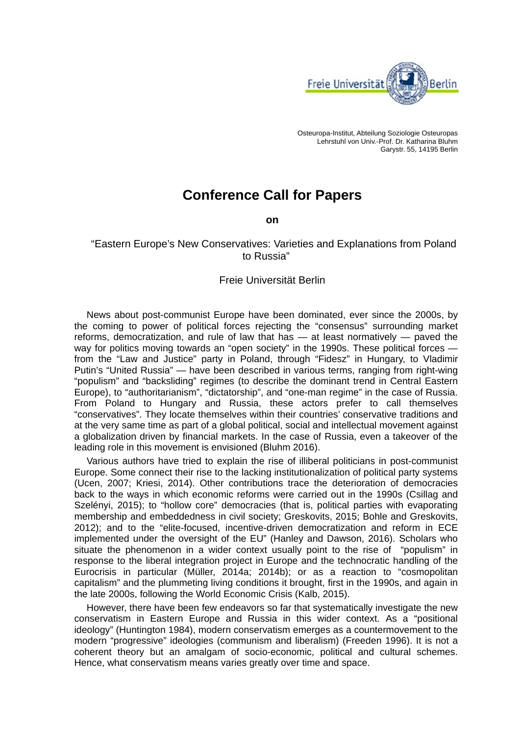Osteuropa-Institut, Abteilung Soziologie Osteuropas
Lehrstuhl von Univ.-Prof. Dr. Katharina Bluhm
Garystr. 55, 14195 Berlin

# Conference Call for Papers

**on**

"Eastern Europe's New Conservatives: Varieties and Explanations from Poland to Russia"

Freie Universität Berlin

News about post-communist Europe have been dominated, ever since the 2000s, by the coming to power of political forces rejecting the "consensus" surrounding market reforms, democratization, and rule of law that has — at least normatively — paved the way for politics moving towards an "open society" in the 1990s. These political forces — from the "Law and Justice" party in Poland, through "Fidesz" in Hungary, to Vladimir Putin's "United Russia" — have been described in various terms, ranging from right-wing "populism" and "backsliding" regimes (to describe the dominant trend in Central Eastern Europe), to "authoritarianism", "dictatorship", and "one-man regime" in the case of Russia. From Poland to Hungary and Russia, these actors prefer to call themselves "conservatives". They locate themselves within their countries' conservative traditions and at the very same time as part of a global political, social and intellectual movement against a globalization driven by financial markets. In the case of Russia, even a takeover of the leading role in this movement is envisioned (Bluhm 2016).

Various authors have tried to explain the rise of illiberal politicians in post-communist Europe. Some connect their rise to the lacking institutionalization of political party systems (Ucen, 2007; Kriesi, 2014). Other contributions trace the deterioration of democracies back to the ways in which economic reforms were carried out in the 1990s (Csillag and Szelényi, 2015); to "hollow core" democracies (that is, political parties with evaporating membership and embeddedness in civil society; Greskovits, 2015; Bohle and Greskovits, 2012); and to the "elite-focused, incentive-driven democratization and reform in ECE implemented under the oversight of the EU" (Hanley and Dawson, 2016). Scholars who situate the phenomenon in a wider context usually point to the rise of "populism" in response to the liberal integration project in Europe and the technocratic handling of the Eurocrisis in particular (Müller, 2014a; 2014b); or as a reaction to "cosmopolitan capitalism" and the plummeting living conditions it brought, first in the 1990s, and again in the late 2000s, following the World Economic Crisis (Kalb, 2015).

However, there have been few endeavors so far that systematically investigate the new conservatism in Eastern Europe and Russia in this wider context. As a "positional ideology" (Huntington 1984), modern conservatism emerges as a countermovement to the modern "progressive" ideologies (communism and liberalism) (Freeden 1996). It is not a coherent theory but an amalgam of socio-economic, political and cultural schemes. Hence, what conservatism means varies greatly over time and space.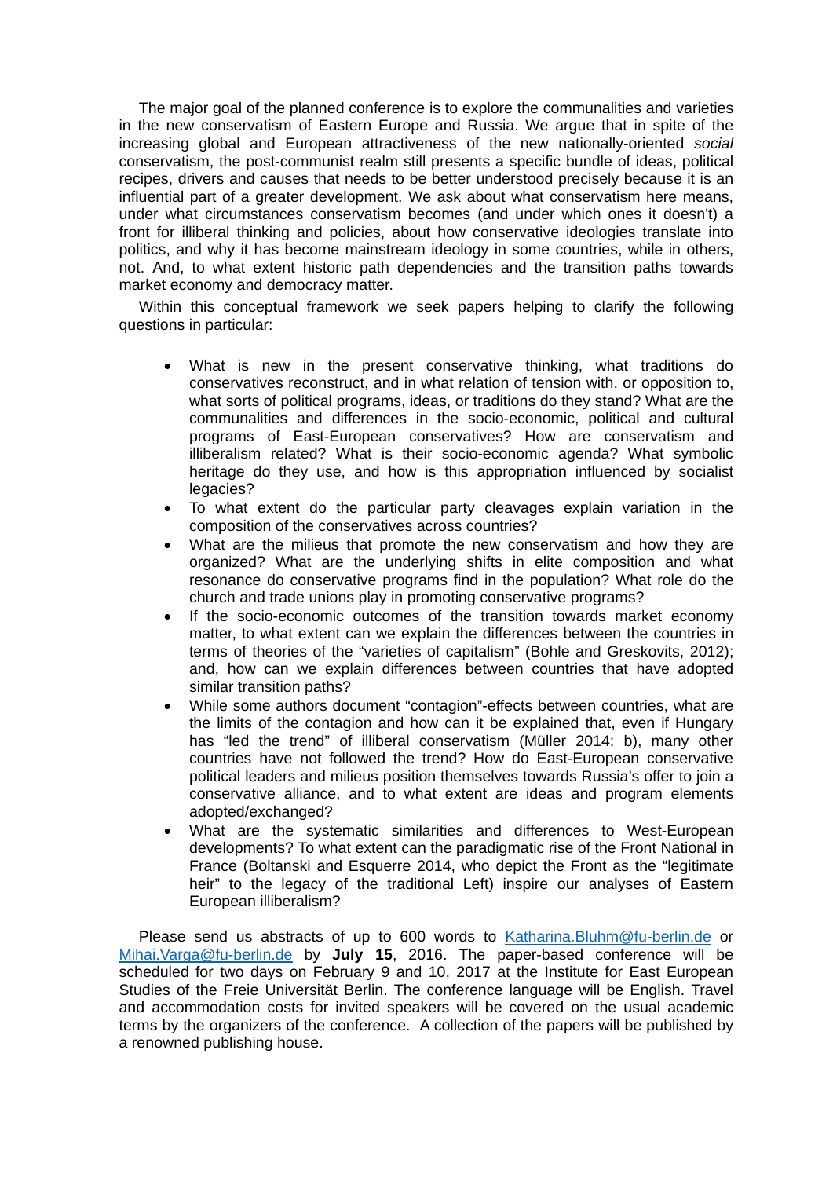The major goal of the planned conference is to explore the communalities and varieties in the new conservatism of Eastern Europe and Russia. We argue that in spite of the increasing global and European attractiveness of the new nationally-oriented *social* conservatism, the post-communist realm still presents a specific bundle of ideas, political recipes, drivers and causes that needs to be better understood precisely because it is an influential part of a greater development. We ask about what conservatism here means, under what circumstances conservatism becomes (and under which ones it doesn't) a front for illiberal thinking and policies, about how conservative ideologies translate into politics, and why it has become mainstream ideology in some countries, while in others, not. And, to what extent historic path dependencies and the transition paths towards market economy and democracy matter.

Within this conceptual framework we seek papers helping to clarify the following questions in particular:

- What is new in the present conservative thinking, what traditions do conservatives reconstruct, and in what relation of tension with, or opposition to, what sorts of political programs, ideas, or traditions do they stand? What are the communalities and differences in the socio-economic, political and cultural programs of East-European conservatives? How are conservatism and illiberalism related? What is their socio-economic agenda? What symbolic heritage do they use, and how is this appropriation influenced by socialist legacies?
- To what extent do the particular party cleavages explain variation in the composition of the conservatives across countries?
- What are the milieus that promote the new conservatism and how they are organized? What are the underlying shifts in elite composition and what resonance do conservative programs find in the population? What role do the church and trade unions play in promoting conservative programs?
- If the socio-economic outcomes of the transition towards market economy matter, to what extent can we explain the differences between the countries in terms of theories of the "varieties of capitalism" (Bohle and Greskovits, 2012); and, how can we explain differences between countries that have adopted similar transition paths?
- While some authors document "contagion"-effects between countries, what are the limits of the contagion and how can it be explained that, even if Hungary has "led the trend" of illiberal conservatism (Müller 2014: b), many other countries have not followed the trend? How do East-European conservative political leaders and milieus position themselves towards Russia's offer to join a conservative alliance, and to what extent are ideas and program elements adopted/exchanged?
- What are the systematic similarities and differences to West-European developments? To what extent can the paradigmatic rise of the Front National in France (Boltanski and Esquerre 2014, who depict the Front as the "legitimate heir" to the legacy of the traditional Left) inspire our analyses of Eastern European illiberalism?

Please send us abstracts of up to 600 words to Katharina.Bluhm@fu-berlin.de or Mihai.Varga@fu-berlin.de by **July 15**, 2016. The paper-based conference will be scheduled for two days on February 9 and 10, 2017 at the Institute for East European Studies of the Freie Universität Berlin. The conference language will be English. Travel and accommodation costs for invited speakers will be covered on the usual academic terms by the organizers of the conference. A collection of the papers will be published by a renowned publishing house.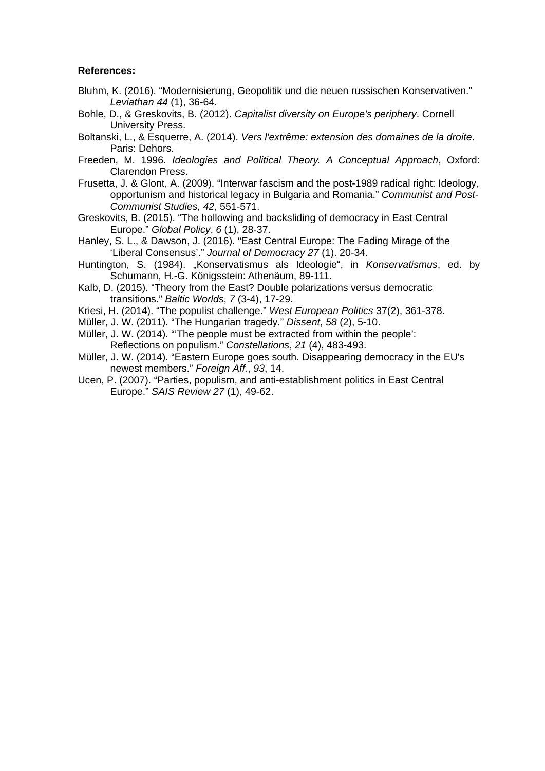**References:**

Bluhm, K. (2016). “Modernisierung, Geopolitik und die neuen russischen Konservativen.” *Leviathan 44* (1), 36-64.

Bohle, D., & Greskovits, B. (2012). *Capitalist diversity on Europe's periphery*. Cornell University Press.

Boltanski, L., & Esquerre, A. (2014). *Vers l'extrême: extension des domaines de la droite*. Paris: Dehors.

Freeden, M. 1996. *Ideologies and Political Theory. A Conceptual Approach*, Oxford: Clarendon Press.

Frusetta, J. & Glont, A. (2009). “Interwar fascism and the post-1989 radical right: Ideology, opportunism and historical legacy in Bulgaria and Romania.” *Communist and Post-Communist Studies, 42*, 551-571.

Greskovits, B. (2015). “The hollowing and backsliding of democracy in East Central Europe.” *Global Policy*, *6* (1), 28-37.

Hanley, S. L., & Dawson, J. (2016). “East Central Europe: The Fading Mirage of the ‘Liberal Consensus’.” *Journal of Democracy 27* (1). 20-34.

Huntington, S. (1984). „Konservatismus als Ideologie“, in *Konservatismus*, ed. by Schumann, H.-G. Königsstein: Athenäum, 89-111.

Kalb, D. (2015). “Theory from the East? Double polarizations versus democratic transitions.” *Baltic Worlds*, *7* (3-4), 17-29.

Kriesi, H. (2014). “The populist challenge.” *West European Politics* 37(2), 361-378.

Müller, J. W. (2011). “The Hungarian tragedy.” *Dissent*, *58* (2), 5-10.

Müller, J. W. (2014). “‘The people must be extracted from within the people’: Reflections on populism.” *Constellations*, *21* (4), 483-493.

Müller, J. W. (2014). “Eastern Europe goes south. Disappearing democracy in the EU's newest members.” *Foreign Aff.*, *93*, 14.

Ucen, P. (2007). “Parties, populism, and anti-establishment politics in East Central Europe.” *SAIS Review 27* (1), 49-62.